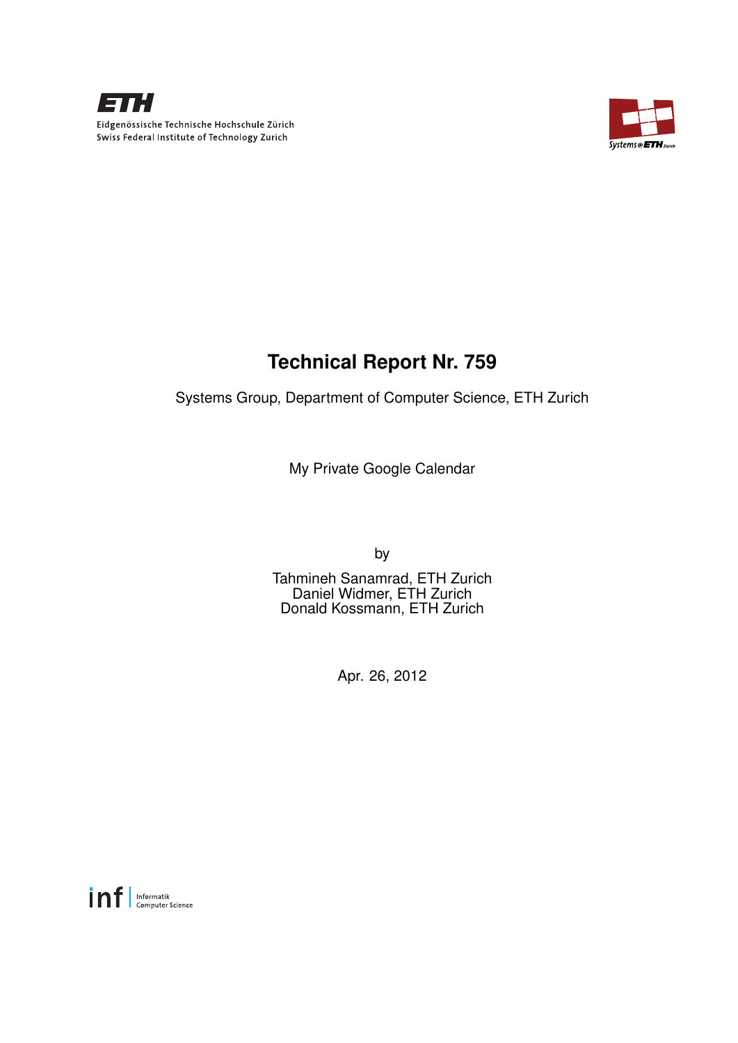Eidgenössische Technische Hochschule Zürich
Swiss Federal Institute of Technology Zurich

# Technical Report Nr. 759

Systems Group, Department of Computer Science, ETH Zurich

My Private Google Calendar

by

Tahmineh Sanamrad, ETH Zurich
Daniel Widmer, ETH Zurich
Donald Kossmann, ETH Zurich

Apr. 26, 2012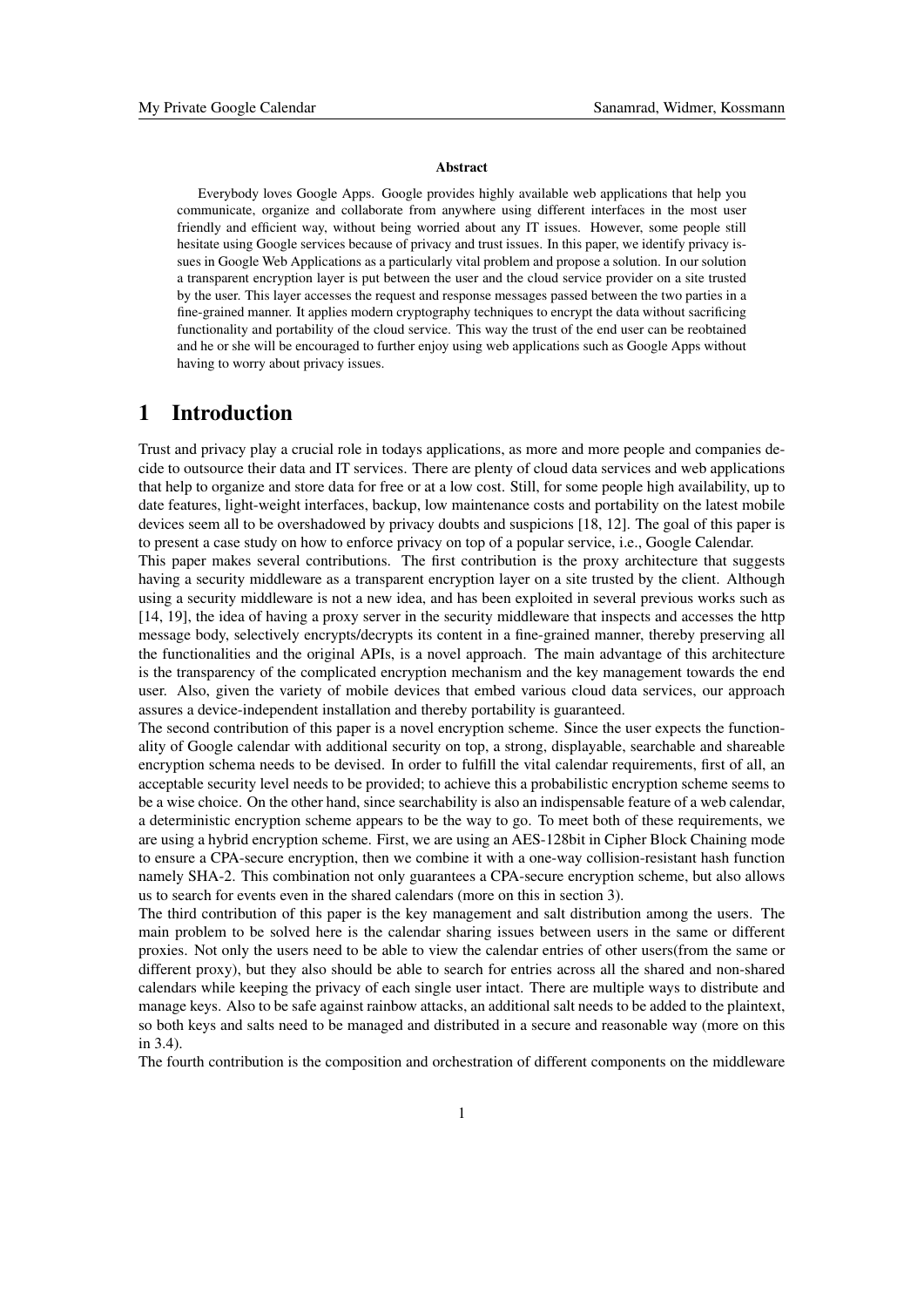**Abstract**

Everybody loves Google Apps. Google provides highly available web applications that help you communicate, organize and collaborate from anywhere using different interfaces in the most user friendly and efficient way, without being worried about any IT issues. However, some people still hesitate using Google services because of privacy and trust issues. In this paper, we identify privacy issues in Google Web Applications as a particularly vital problem and propose a solution. In our solution a transparent encryption layer is put between the user and the cloud service provider on a site trusted by the user. This layer accesses the request and response messages passed between the two parties in a fine-grained manner. It applies modern cryptography techniques to encrypt the data without sacrificing functionality and portability of the cloud service. This way the trust of the end user can be reobtained and he or she will be encouraged to further enjoy using web applications such as Google Apps without having to worry about privacy issues.

# 1 Introduction

Trust and privacy play a crucial role in todays applications, as more and more people and companies decide to outsource their data and IT services. There are plenty of cloud data services and web applications that help to organize and store data for free or at a low cost. Still, for some people high availability, up to date features, light-weight interfaces, backup, low maintenance costs and portability on the latest mobile devices seem all to be overshadowed by privacy doubts and suspicions [18, 12]. The goal of this paper is to present a case study on how to enforce privacy on top of a popular service, i.e., Google Calendar.

This paper makes several contributions. The first contribution is the proxy architecture that suggests having a security middleware as a transparent encryption layer on a site trusted by the client. Although using a security middleware is not a new idea, and has been exploited in several previous works such as [14, 19], the idea of having a proxy server in the security middleware that inspects and accesses the http message body, selectively encrypts/decrypts its content in a fine-grained manner, thereby preserving all the functionalities and the original APIs, is a novel approach. The main advantage of this architecture is the transparency of the complicated encryption mechanism and the key management towards the end user. Also, given the variety of mobile devices that embed various cloud data services, our approach assures a device-independent installation and thereby portability is guaranteed.

The second contribution of this paper is a novel encryption scheme. Since the user expects the functionality of Google calendar with additional security on top, a strong, displayable, searchable and shareable encryption schema needs to be devised. In order to fulfill the vital calendar requirements, first of all, an acceptable security level needs to be provided; to achieve this a probabilistic encryption scheme seems to be a wise choice. On the other hand, since searchability is also an indispensable feature of a web calendar, a deterministic encryption scheme appears to be the way to go. To meet both of these requirements, we are using a hybrid encryption scheme. First, we are using an AES-128bit in Cipher Block Chaining mode to ensure a CPA-secure encryption, then we combine it with a one-way collision-resistant hash function namely SHA-2. This combination not only guarantees a CPA-secure encryption scheme, but also allows us to search for events even in the shared calendars (more on this in section 3).

The third contribution of this paper is the key management and salt distribution among the users. The main problem to be solved here is the calendar sharing issues between users in the same or different proxies. Not only the users need to be able to view the calendar entries of other users(from the same or different proxy), but they also should be able to search for entries across all the shared and non-shared calendars while keeping the privacy of each single user intact. There are multiple ways to distribute and manage keys. Also to be safe against rainbow attacks, an additional salt needs to be added to the plaintext, so both keys and salts need to be managed and distributed in a secure and reasonable way (more on this in 3.4).

The fourth contribution is the composition and orchestration of different components on the middleware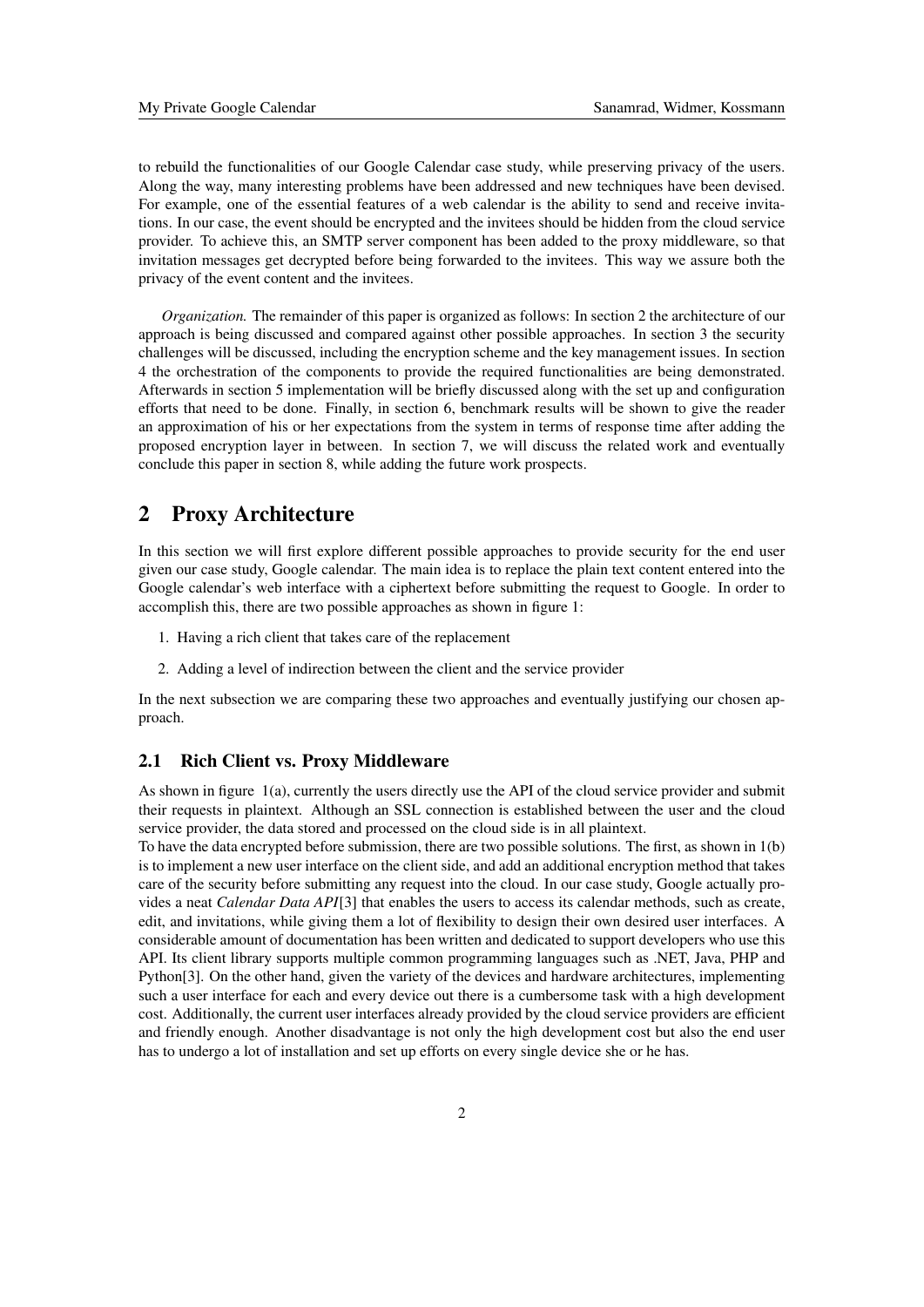to rebuild the functionalities of our Google Calendar case study, while preserving privacy of the users. Along the way, many interesting problems have been addressed and new techniques have been devised. For example, one of the essential features of a web calendar is the ability to send and receive invitations. In our case, the event should be encrypted and the invitees should be hidden from the cloud service provider. To achieve this, an SMTP server component has been added to the proxy middleware, so that invitation messages get decrypted before being forwarded to the invitees. This way we assure both the privacy of the event content and the invitees.

*Organization.* The remainder of this paper is organized as follows: In section 2 the architecture of our approach is being discussed and compared against other possible approaches. In section 3 the security challenges will be discussed, including the encryption scheme and the key management issues. In section 4 the orchestration of the components to provide the required functionalities are being demonstrated. Afterwards in section 5 implementation will be briefly discussed along with the set up and configuration efforts that need to be done. Finally, in section 6, benchmark results will be shown to give the reader an approximation of his or her expectations from the system in terms of response time after adding the proposed encryption layer in between. In section 7, we will discuss the related work and eventually conclude this paper in section 8, while adding the future work prospects.

## 2 Proxy Architecture

In this section we will first explore different possible approaches to provide security for the end user given our case study, Google calendar. The main idea is to replace the plain text content entered into the Google calendar's web interface with a ciphertext before submitting the request to Google. In order to accomplish this, there are two possible approaches as shown in figure 1:

1. Having a rich client that takes care of the replacement
2. Adding a level of indirection between the client and the service provider

In the next subsection we are comparing these two approaches and eventually justifying our chosen approach.

### 2.1 Rich Client vs. Proxy Middleware

As shown in figure 1(a), currently the users directly use the API of the cloud service provider and submit their requests in plaintext. Although an SSL connection is established between the user and the cloud service provider, the data stored and processed on the cloud side is in all plaintext.
To have the data encrypted before submission, there are two possible solutions. The first, as shown in 1(b) is to implement a new user interface on the client side, and add an additional encryption method that takes care of the security before submitting any request into the cloud. In our case study, Google actually provides a neat *Calendar Data API*[3] that enables the users to access its calendar methods, such as create, edit, and invitations, while giving them a lot of flexibility to design their own desired user interfaces. A considerable amount of documentation has been written and dedicated to support developers who use this API. Its client library supports multiple common programming languages such as .NET, Java, PHP and Python[3]. On the other hand, given the variety of the devices and hardware architectures, implementing such a user interface for each and every device out there is a cumbersome task with a high development cost. Additionally, the current user interfaces already provided by the cloud service providers are efficient and friendly enough. Another disadvantage is not only the high development cost but also the end user has to undergo a lot of installation and set up efforts on every single device she or he has.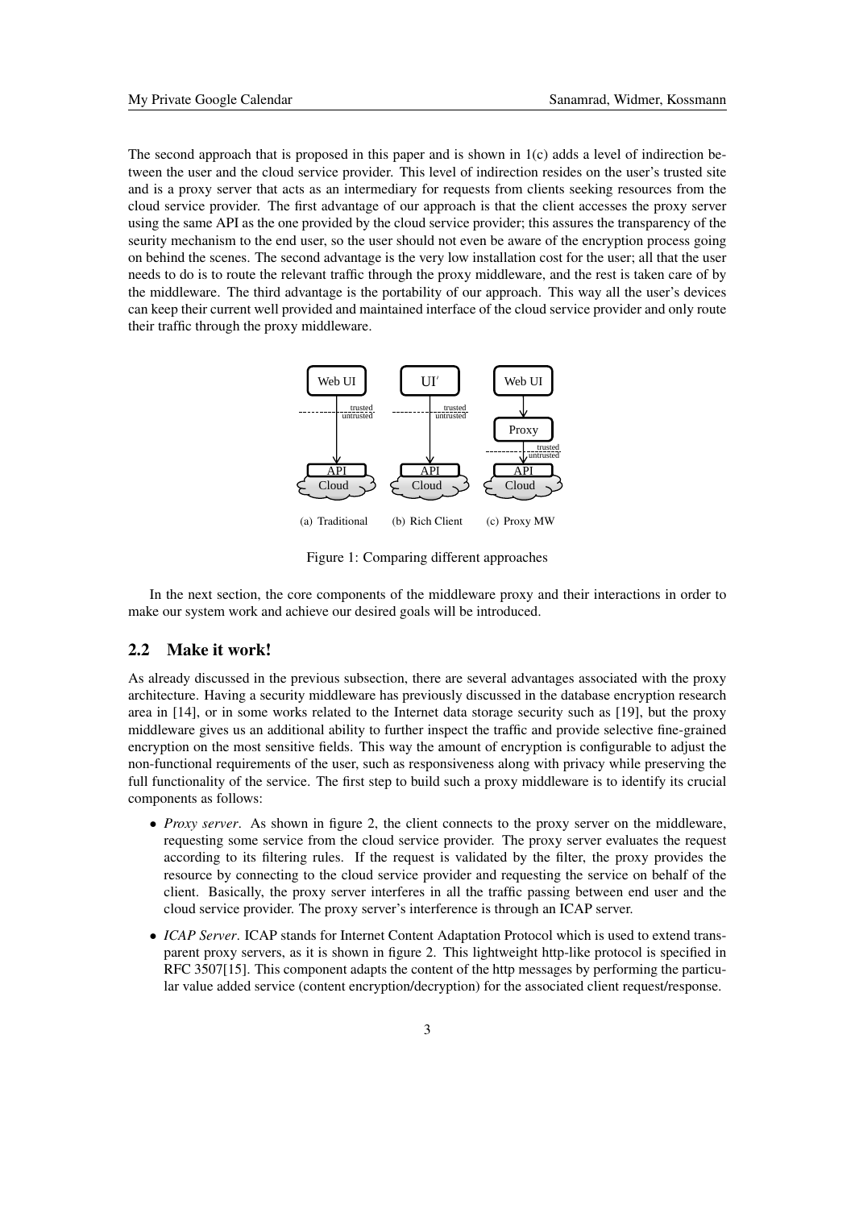The second approach that is proposed in this paper and is shown in 1(c) adds a level of indirection between the user and the cloud service provider. This level of indirection resides on the user's trusted site and is a proxy server that acts as an intermediary for requests from clients seeking resources from the cloud service provider. The first advantage of our approach is that the client accesses the proxy server using the same API as the one provided by the cloud service provider; this assures the transparency of the seurity mechanism to the end user, so the user should not even be aware of the encryption process going on behind the scenes. The second advantage is the very low installation cost for the user; all that the user needs to do is to route the relevant traffic through the proxy middleware, and the rest is taken care of by the middleware. The third advantage is the portability of our approach. This way all the user's devices can keep their current well provided and maintained interface of the cloud service provider and only route their traffic through the proxy middleware.

(a) Traditional (b) Rich Client (c) Proxy MW

Figure 1: Comparing different approaches

In the next section, the core components of the middleware proxy and their interactions in order to make our system work and achieve our desired goals will be introduced.

## 2.2 Make it work!

As already discussed in the previous subsection, there are several advantages associated with the proxy architecture. Having a security middleware has previously discussed in the database encryption research area in [14], or in some works related to the Internet data storage security such as [19], but the proxy middleware gives us an additional ability to further inspect the traffic and provide selective fine-grained encryption on the most sensitive fields. This way the amount of encryption is configurable to adjust the non-functional requirements of the user, such as responsiveness along with privacy while preserving the full functionality of the service. The first step to build such a proxy middleware is to identify its crucial components as follows:

- *Proxy server*. As shown in figure 2, the client connects to the proxy server on the middleware, requesting some service from the cloud service provider. The proxy server evaluates the request according to its filtering rules. If the request is validated by the filter, the proxy provides the resource by connecting to the cloud service provider and requesting the service on behalf of the client. Basically, the proxy server interferes in all the traffic passing between end user and the cloud service provider. The proxy server's interference is through an ICAP server.
- *ICAP Server*. ICAP stands for Internet Content Adaptation Protocol which is used to extend transparent proxy servers, as it is shown in figure 2. This lightweight http-like protocol is specified in RFC 3507[15]. This component adapts the content of the http messages by performing the particular value added service (content encryption/decryption) for the associated client request/response.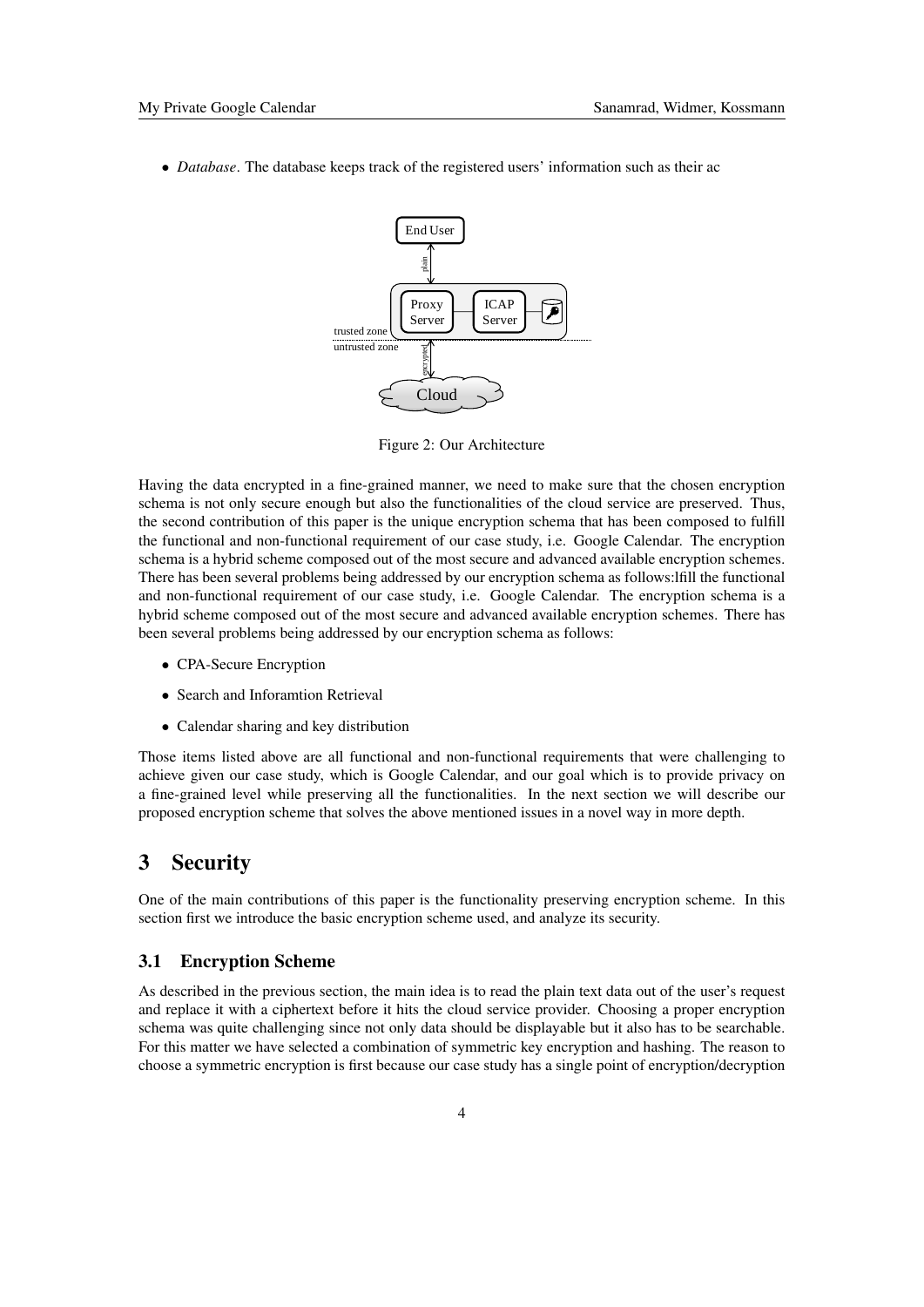- *Database*. The database keeps track of the registered users' information such as their ac

Figure 2: Our Architecture

Having the data encrypted in a fine-grained manner, we need to make sure that the chosen encryption schema is not only secure enough but also the functionalities of the cloud service are preserved. Thus, the second contribution of this paper is the unique encryption schema that has been composed to fulfill the functional and non-functional requirement of our case study, i.e. Google Calendar. The encryption schema is a hybrid scheme composed out of the most secure and advanced available encryption schemes. There has been several problems being addressed by our encryption schema as follows:lfill the functional and non-functional requirement of our case study, i.e. Google Calendar. The encryption schema is a hybrid scheme composed out of the most secure and advanced available encryption schemes. There has been several problems being addressed by our encryption schema as follows:

- CPA-Secure Encryption
- Search and Inforamtion Retrieval
- Calendar sharing and key distribution

Those items listed above are all functional and non-functional requirements that were challenging to achieve given our case study, which is Google Calendar, and our goal which is to provide privacy on a fine-grained level while preserving all the functionalities. In the next section we will describe our proposed encryption scheme that solves the above mentioned issues in a novel way in more depth.

# 3 Security

One of the main contributions of this paper is the functionality preserving encryption scheme. In this section first we introduce the basic encryption scheme used, and analyze its security.

## 3.1 Encryption Scheme

As described in the previous section, the main idea is to read the plain text data out of the user's request and replace it with a ciphertext before it hits the cloud service provider. Choosing a proper encryption schema was quite challenging since not only data should be displayable but it also has to be searchable. For this matter we have selected a combination of symmetric key encryption and hashing. The reason to choose a symmetric encryption is first because our case study has a single point of encryption/decryption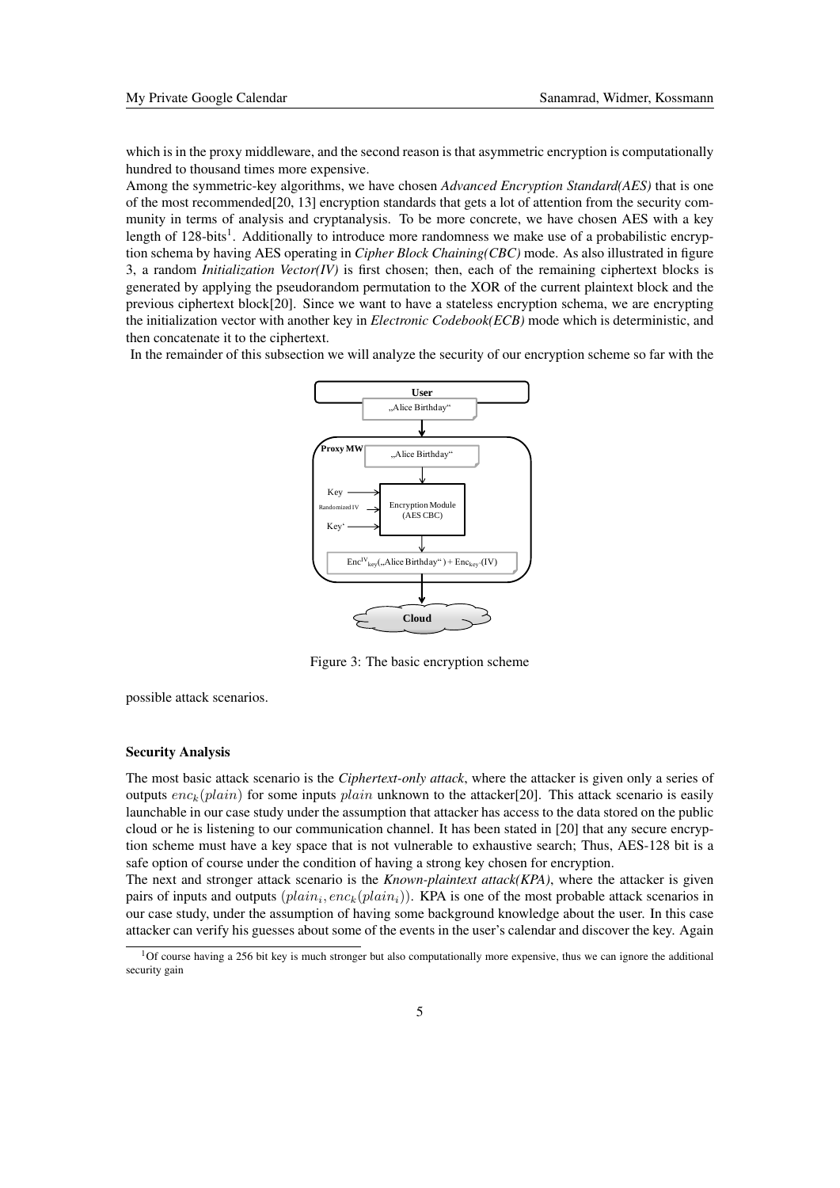which is in the proxy middleware, and the second reason is that asymmetric encryption is computationally hundred to thousand times more expensive.

Among the symmetric-key algorithms, we have chosen *Advanced Encryption Standard(AES)* that is one of the most recommended[20, 13] encryption standards that gets a lot of attention from the security community in terms of analysis and cryptanalysis. To be more concrete, we have chosen AES with a key length of 128-bits[1]. Additionally to introduce more randomness we make use of a probabilistic encryption schema by having AES operating in *Cipher Block Chaining(CBC)* mode. As also illustrated in figure 3, a random *Initialization Vector(IV)* is first chosen; then, each of the remaining ciphertext blocks is generated by applying the pseudorandom permutation to the XOR of the current plaintext block and the previous ciphertext block[20]. Since we want to have a stateless encryption schema, we are encrypting the initialization vector with another key in *Electronic Codebook(ECB)* mode which is deterministic, and then concatenate it to the ciphertext.

In the remainder of this subsection we will analyze the security of our encryption scheme so far with the possible attack scenarios.

Figure 3: The basic encryption scheme

### Security Analysis

The most basic attack scenario is the *Ciphertext-only attack*, where the attacker is given only a series of outputs $enc_k(plain)$ for some inputs $plain$ unknown to the attacker[20]. This attack scenario is easily launchable in our case study under the assumption that attacker has access to the data stored on the public cloud or he is listening to our communication channel. It has been stated in [20] that any secure encryption scheme must have a key space that is not vulnerable to exhaustive search; Thus, AES-128 bit is a safe option of course under the condition of having a strong key chosen for encryption.

The next and stronger attack scenario is the *Known-plaintext attack(KPA)*, where the attacker is given pairs of inputs and outputs $(plain_i, enc_k(plain_i))$. KPA is one of the most probable attack scenarios in our case study, under the assumption of having some background knowledge about the user. In this case attacker can verify his guesses about some of the events in the user's calendar and discover the key. Again

[1] Of course having a 256 bit key is much stronger but also computationally more expensive, thus we can ignore the additional security gain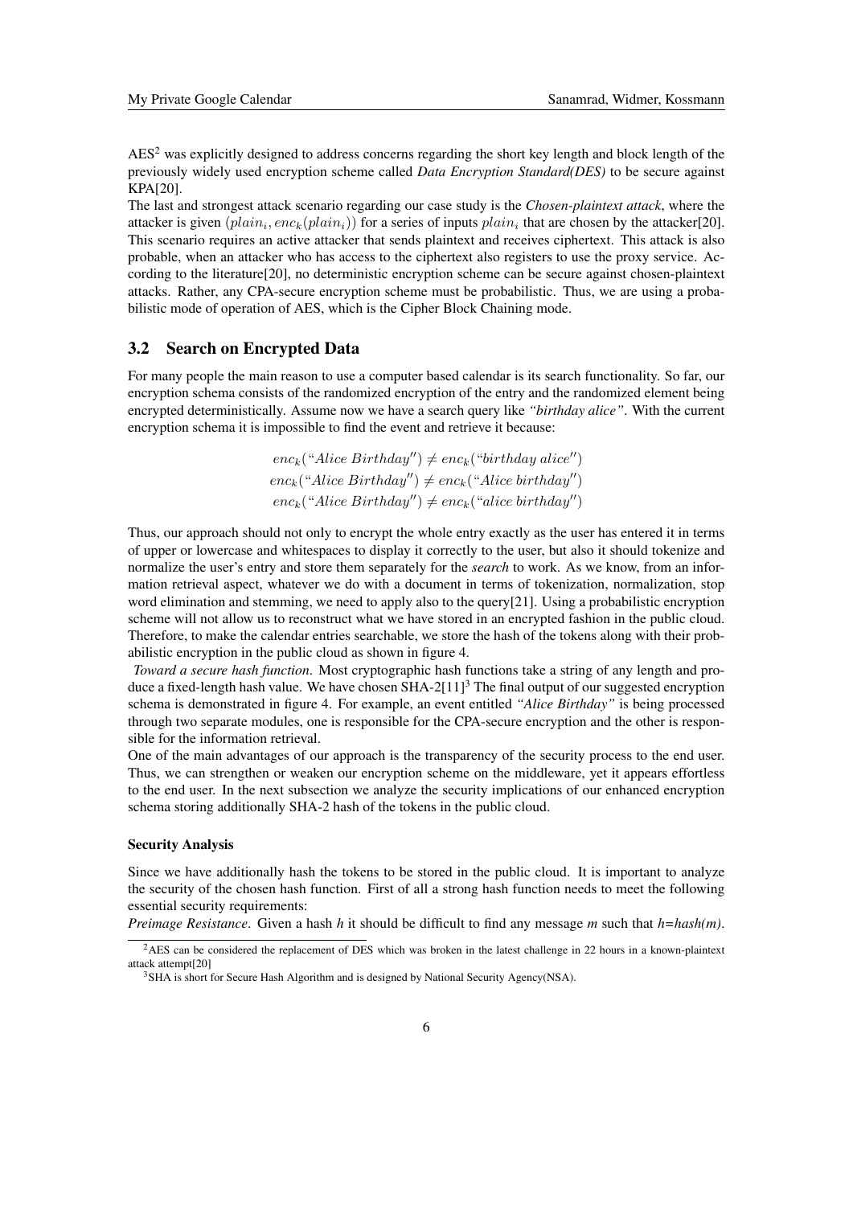AES[2] was explicitly designed to address concerns regarding the short key length and block length of the previously widely used encryption scheme called *Data Encryption Standard(DES)* to be secure against KPA[20].

The last and strongest attack scenario regarding our case study is the *Chosen-plaintext attack*, where the attacker is given $(plain_i, enc_k(plain_i))$ for a series of inputs $plain_i$ that are chosen by the attacker[20]. This scenario requires an active attacker that sends plaintext and receives ciphertext. This attack is also probable, when an attacker who has access to the ciphertext also registers to use the proxy service. According to the literature[20], no deterministic encryption scheme can be secure against chosen-plaintext attacks. Rather, any CPA-secure encryption scheme must be probabilistic. Thus, we are using a probabilistic mode of operation of AES, which is the Cipher Block Chaining mode.

## 3.2 Search on Encrypted Data

For many people the main reason to use a computer based calendar is its search functionality. So far, our encryption schema consists of the randomized encryption of the entry and the randomized element being encrypted deterministically. Assume now we have a search query like *"birthday alice"*. With the current encryption schema it is impossible to find the event and retrieve it because:

$$enc_k(\text{“}Alice\ Birthday\text{''}) \neq enc_k(\text{“}birthday\ alice\text{''})$$
$$enc_k(\text{“}Alice\ Birthday\text{''}) \neq enc_k(\text{“}Alice\ birthday\text{''})$$
$$enc_k(\text{“}Alice\ Birthday\text{''}) \neq enc_k(\text{“}alice\ birthday\text{''})$$

Thus, our approach should not only to encrypt the whole entry exactly as the user has entered it in terms of upper or lowercase and whitespaces to display it correctly to the user, but also it should tokenize and normalize the user's entry and store them separately for the *search* to work. As we know, from an information retrieval aspect, whatever we do with a document in terms of tokenization, normalization, stop word elimination and stemming, we need to apply also to the query[21]. Using a probabilistic encryption scheme will not allow us to reconstruct what we have stored in an encrypted fashion in the public cloud. Therefore, to make the calendar entries searchable, we store the hash of the tokens along with their probabilistic encryption in the public cloud as shown in figure 4.

*Toward a secure hash function*. Most cryptographic hash functions take a string of any length and produce a fixed-length hash value. We have chosen SHA-2[11][3] The final output of our suggested encryption schema is demonstrated in figure 4. For example, an event entitled *"Alice Birthday"* is being processed through two separate modules, one is responsible for the CPA-secure encryption and the other is responsible for the information retrieval.

One of the main advantages of our approach is the transparency of the security process to the end user. Thus, we can strengthen or weaken our encryption scheme on the middleware, yet it appears effortless to the end user. In the next subsection we analyze the security implications of our enhanced encryption schema storing additionally SHA-2 hash of the tokens in the public cloud.

#### Security Analysis

Since we have additionally hash the tokens to be stored in the public cloud. It is important to analyze the security of the chosen hash function. First of all a strong hash function needs to meet the following essential security requirements:

*Preimage Resistance*. Given a hash *h* it should be difficult to find any message *m* such that *h=hash(m)*.

[2] AES can be considered the replacement of DES which was broken in the latest challenge in 22 hours in a known-plaintext attack attempt[20]

[3] SHA is short for Secure Hash Algorithm and is designed by National Security Agency(NSA).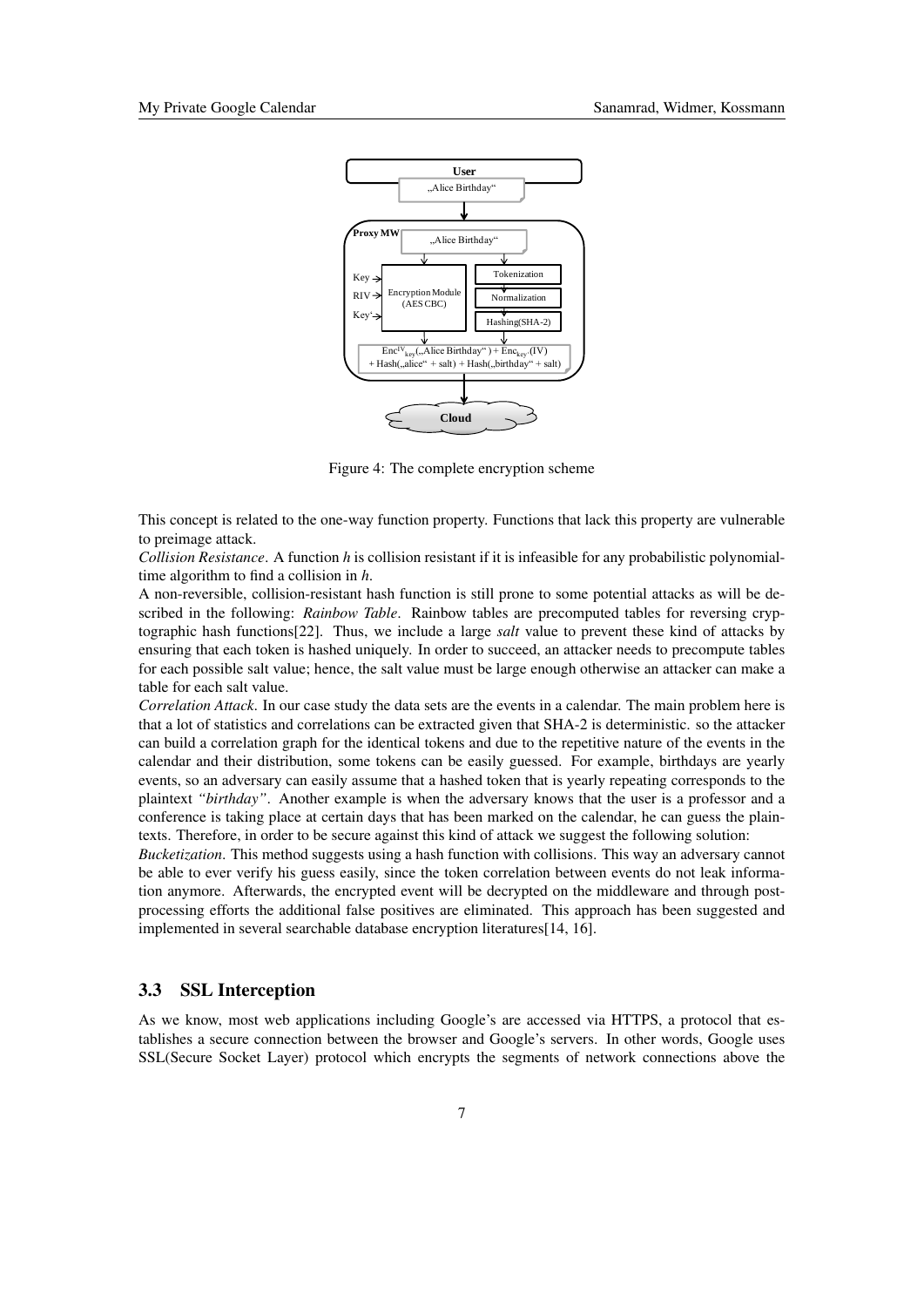Figure 4: The complete encryption scheme

This concept is related to the one-way function property. Functions that lack this property are vulnerable to preimage attack.

*Collision Resistance*. A function *h* is collision resistant if it is infeasible for any probabilistic polynomial-time algorithm to find a collision in *h*.

A non-reversible, collision-resistant hash function is still prone to some potential attacks as will be described in the following: *Rainbow Table*. Rainbow tables are precomputed tables for reversing cryptographic hash functions[22]. Thus, we include a large *salt* value to prevent these kind of attacks by ensuring that each token is hashed uniquely. In order to succeed, an attacker needs to precompute tables for each possible salt value; hence, the salt value must be large enough otherwise an attacker can make a table for each salt value.

*Correlation Attack*. In our case study the data sets are the events in a calendar. The main problem here is that a lot of statistics and correlations can be extracted given that SHA-2 is deterministic. so the attacker can build a correlation graph for the identical tokens and due to the repetitive nature of the events in the calendar and their distribution, some tokens can be easily guessed. For example, birthdays are yearly events, so an adversary can easily assume that a hashed token that is yearly repeating corresponds to the plaintext *"birthday"*. Another example is when the adversary knows that the user is a professor and a conference is taking place at certain days that has been marked on the calendar, he can guess the plaintexts. Therefore, in order to be secure against this kind of attack we suggest the following solution:

*Bucketization*. This method suggests using a hash function with collisions. This way an adversary cannot be able to ever verify his guess easily, since the token correlation between events do not leak information anymore. Afterwards, the encrypted event will be decrypted on the middleware and through post-processing efforts the additional false positives are eliminated. This approach has been suggested and implemented in several searchable database encryption literatures[14, 16].

## 3.3 SSL Interception

As we know, most web applications including Google's are accessed via HTTPS, a protocol that establishes a secure connection between the browser and Google's servers. In other words, Google uses SSL(Secure Socket Layer) protocol which encrypts the segments of network connections above the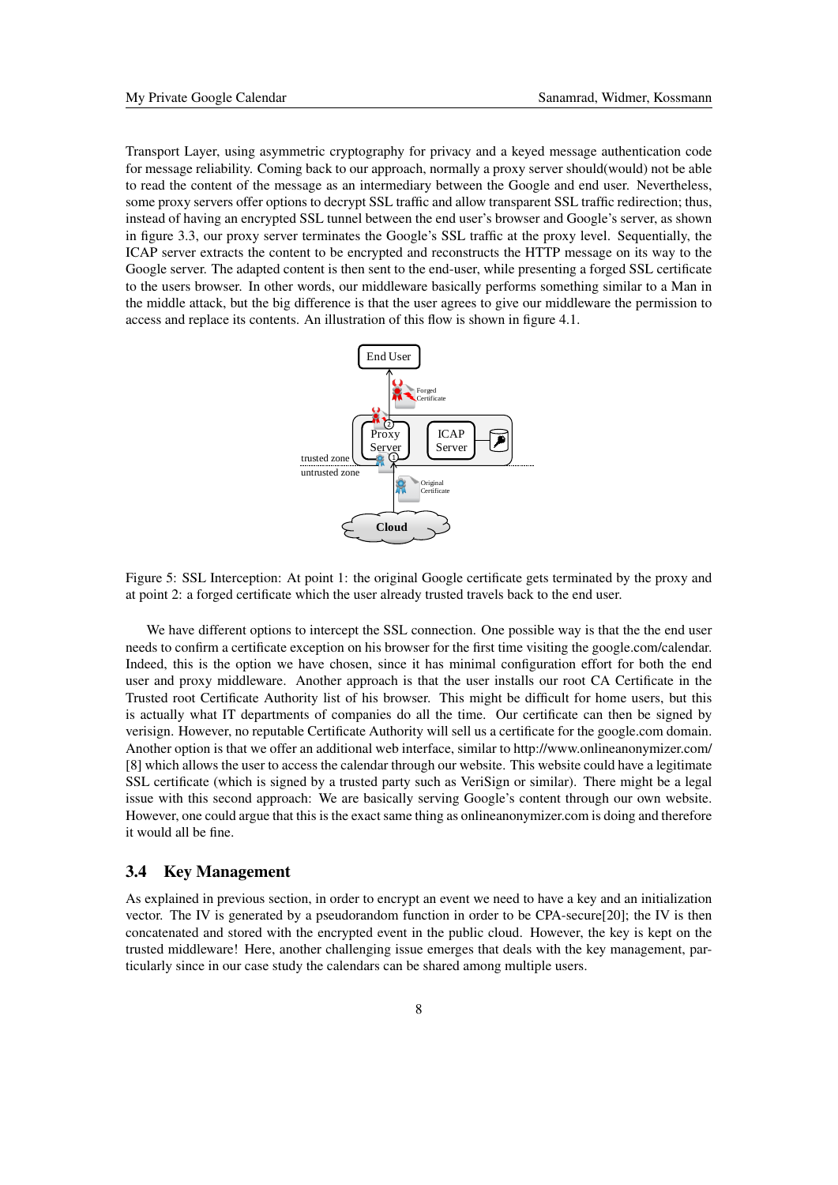Transport Layer, using asymmetric cryptography for privacy and a keyed message authentication code for message reliability. Coming back to our approach, normally a proxy server should(would) not be able to read the content of the message as an intermediary between the Google and end user. Nevertheless, some proxy servers offer options to decrypt SSL traffic and allow transparent SSL traffic redirection; thus, instead of having an encrypted SSL tunnel between the end user's browser and Google's server, as shown in figure 3.3, our proxy server terminates the Google's SSL traffic at the proxy level. Sequentially, the ICAP server extracts the content to be encrypted and reconstructs the HTTP message on its way to the Google server. The adapted content is then sent to the end-user, while presenting a forged SSL certificate to the users browser. In other words, our middleware basically performs something similar to a Man in the middle attack, but the big difference is that the user agrees to give our middleware the permission to access and replace its contents. An illustration of this flow is shown in figure 4.1.

Figure 5: SSL Interception: At point 1: the original Google certificate gets terminated by the proxy and at point 2: a forged certificate which the user already trusted travels back to the end user.

We have different options to intercept the SSL connection. One possible way is that the the end user needs to confirm a certificate exception on his browser for the first time visiting the google.com/calendar. Indeed, this is the option we have chosen, since it has minimal configuration effort for both the end user and proxy middleware. Another approach is that the user installs our root CA Certificate in the Trusted root Certificate Authority list of his browser. This might be difficult for home users, but this is actually what IT departments of companies do all the time. Our certificate can then be signed by verisign. However, no reputable Certificate Authority will sell us a certificate for the google.com domain. Another option is that we offer an additional web interface, similar to http://www.onlineanonymizer.com/ [8] which allows the user to access the calendar through our website. This website could have a legitimate SSL certificate (which is signed by a trusted party such as VeriSign or similar). There might be a legal issue with this second approach: We are basically serving Google's content through our own website. However, one could argue that this is the exact same thing as onlineanonymizer.com is doing and therefore it would all be fine.

## 3.4 Key Management

As explained in previous section, in order to encrypt an event we need to have a key and an initialization vector. The IV is generated by a pseudorandom function in order to be CPA-secure[20]; the IV is then concatenated and stored with the encrypted event in the public cloud. However, the key is kept on the trusted middleware! Here, another challenging issue emerges that deals with the key management, particularly since in our case study the calendars can be shared among multiple users.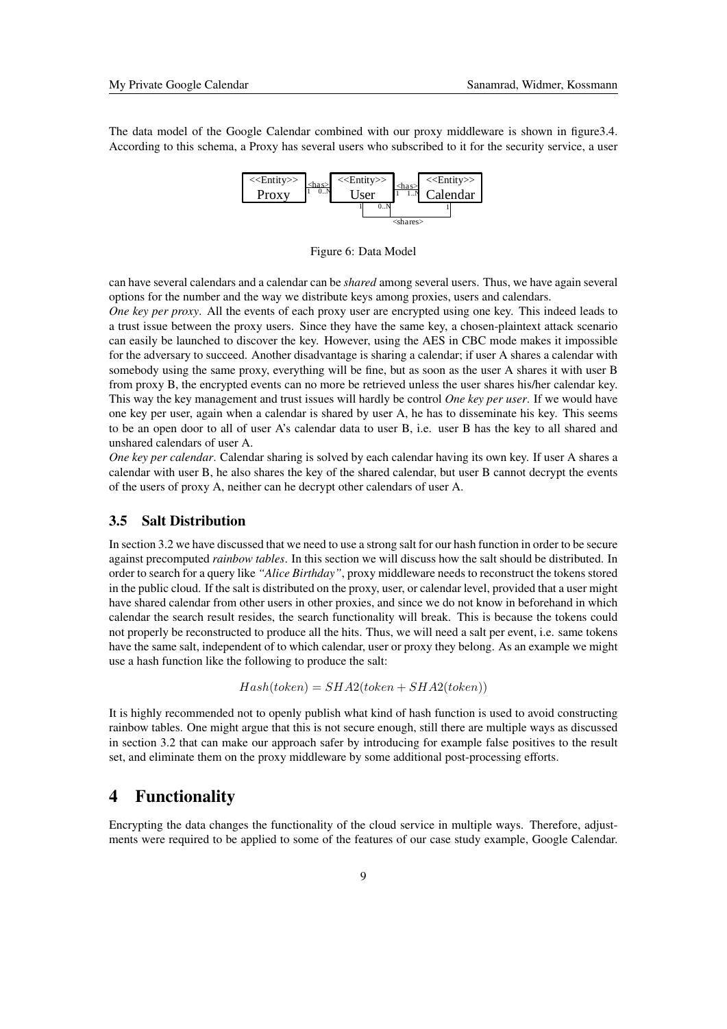The data model of the Google Calendar combined with our proxy middleware is shown in figure3.4. According to this schema, a Proxy has several users who subscribed to it for the security service, a user

Figure 6: Data Model

can have several calendars and a calendar can be *shared* among several users. Thus, we have again several options for the number and the way we distribute keys among proxies, users and calendars.

*One key per proxy*. All the events of each proxy user are encrypted using one key. This indeed leads to a trust issue between the proxy users. Since they have the same key, a chosen-plaintext attack scenario can easily be launched to discover the key. However, using the AES in CBC mode makes it impossible for the adversary to succeed. Another disadvantage is sharing a calendar; if user A shares a calendar with somebody using the same proxy, everything will be fine, but as soon as the user A shares it with user B from proxy B, the encrypted events can no more be retrieved unless the user shares his/her calendar key. This way the key management and trust issues will hardly be control *One key per user*. If we would have one key per user, again when a calendar is shared by user A, he has to disseminate his key. This seems to be an open door to all of user A's calendar data to user B, i.e. user B has the key to all shared and unshared calendars of user A.

*One key per calendar*. Calendar sharing is solved by each calendar having its own key. If user A shares a calendar with user B, he also shares the key of the shared calendar, but user B cannot decrypt the events of the users of proxy A, neither can he decrypt other calendars of user A.

### 3.5 Salt Distribution

In section 3.2 we have discussed that we need to use a strong salt for our hash function in order to be secure against precomputed *rainbow tables*. In this section we will discuss how the salt should be distributed. In order to search for a query like *"Alice Birthday"*, proxy middleware needs to reconstruct the tokens stored in the public cloud. If the salt is distributed on the proxy, user, or calendar level, provided that a user might have shared calendar from other users in other proxies, and since we do not know in beforehand in which calendar the search result resides, the search functionality will break. This is because the tokens could not properly be reconstructed to produce all the hits. Thus, we will need a salt per event, i.e. same tokens have the same salt, independent of to which calendar, user or proxy they belong. As an example we might use a hash function like the following to produce the salt:

$$Hash(token) = SHA2(token + SHA2(token))$$

It is highly recommended not to openly publish what kind of hash function is used to avoid constructing rainbow tables. One might argue that this is not secure enough, still there are multiple ways as discussed in section 3.2 that can make our approach safer by introducing for example false positives to the result set, and eliminate them on the proxy middleware by some additional post-processing efforts.

## 4 Functionality

Encrypting the data changes the functionality of the cloud service in multiple ways. Therefore, adjustments were required to be applied to some of the features of our case study example, Google Calendar.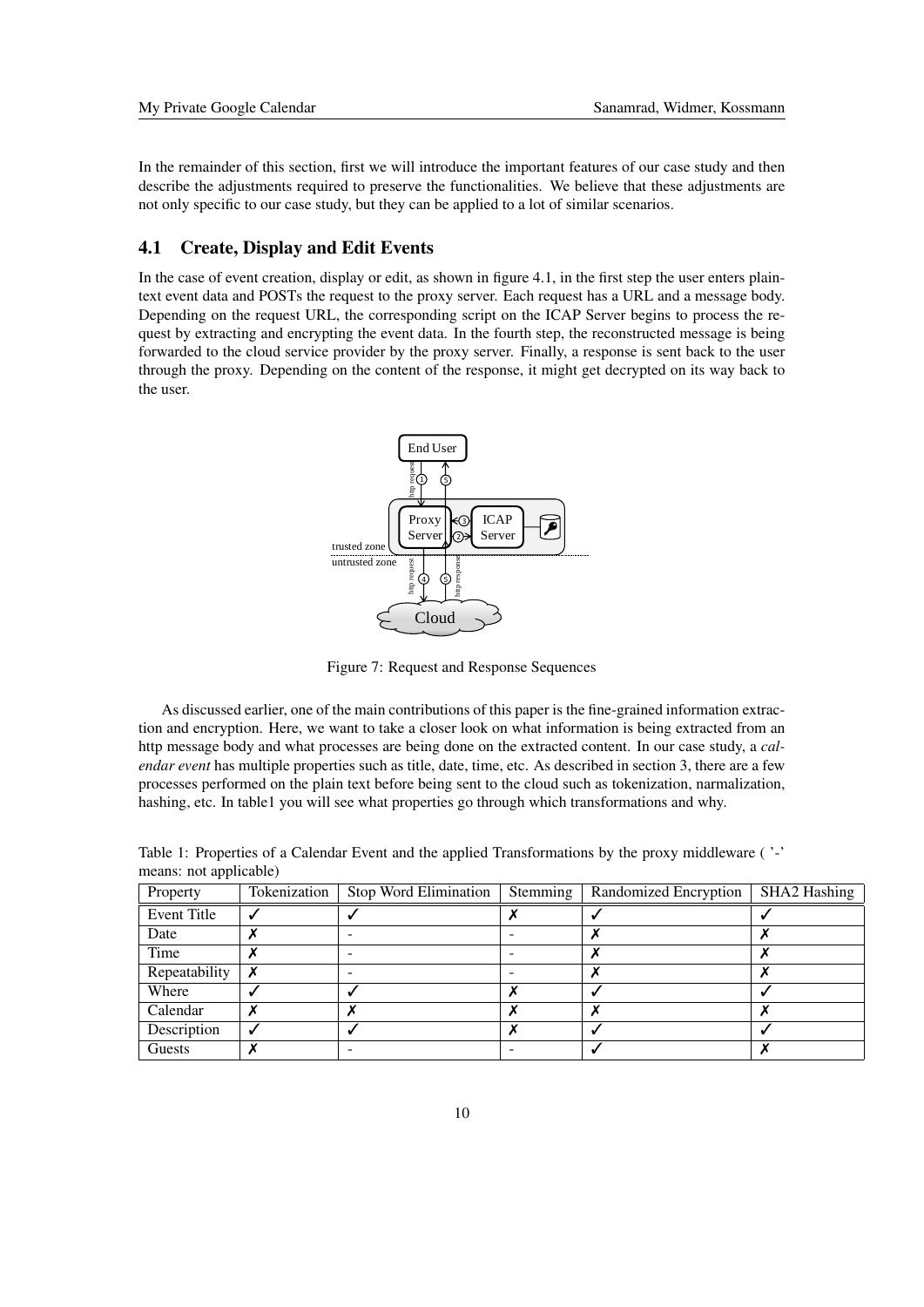In the remainder of this section, first we will introduce the important features of our case study and then describe the adjustments required to preserve the functionalities. We believe that these adjustments are not only specific to our case study, but they can be applied to a lot of similar scenarios.

## 4.1 Create, Display and Edit Events

In the case of event creation, display or edit, as shown in figure 4.1, in the first step the user enters plaintext event data and POSTs the request to the proxy server. Each request has a URL and a message body. Depending on the request URL, the corresponding script on the ICAP Server begins to process the request by extracting and encrypting the event data. In the fourth step, the reconstructed message is being forwarded to the cloud service provider by the proxy server. Finally, a response is sent back to the user through the proxy. Depending on the content of the response, it might get decrypted on its way back to the user.

Figure 7: Request and Response Sequences

As discussed earlier, one of the main contributions of this paper is the fine-grained information extraction and encryption. Here, we want to take a closer look on what information is being extracted from an http message body and what processes are being done on the extracted content. In our case study, a *calendar event* has multiple properties such as title, date, time, etc. As described in section 3, there are a few processes performed on the plain text before being sent to the cloud such as tokenization, narmalization, hashing, etc. In table1 you will see what properties go through which transformations and why.

Table 1: Properties of a Calendar Event and the applied Transformations by the proxy middleware ( '-' means: not applicable)

| Property | Tokenization | Stop Word Elimination | Stemming | Randomized Encryption | SHA2 Hashing |
|---|---|---|---|---|---|
| Event Title | ✓ | ✓ | ✗ | ✓ | ✓ |
| Date | ✗ | - | - | ✗ | ✗ |
| Time | ✗ | - | - | ✗ | ✗ |
| Repeatability | ✗ | - | - | ✗ | ✗ |
| Where | ✓ | ✓ | ✗ | ✓ | ✓ |
| Calendar | ✗ | ✗ | ✗ | ✗ | ✗ |
| Description | ✓ | ✓ | ✗ | ✓ | ✓ |
| Guests | ✗ | - | - | ✓ | ✗ |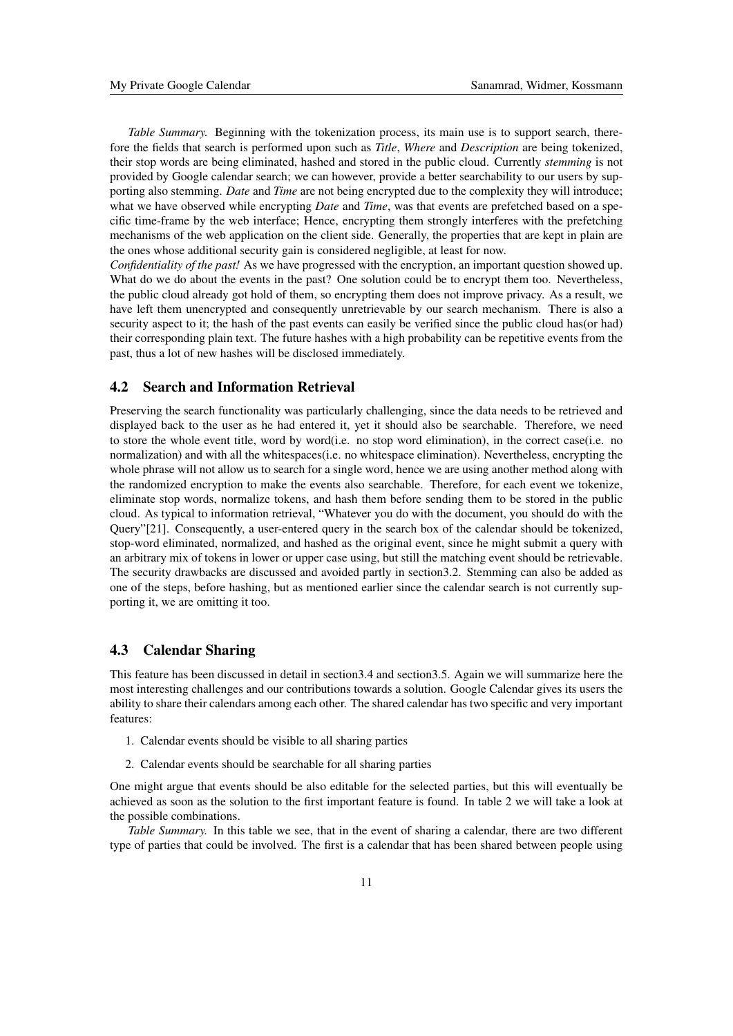*Table Summary.* Beginning with the tokenization process, its main use is to support search, therefore the fields that search is performed upon such as *Title*, *Where* and *Description* are being tokenized, their stop words are being eliminated, hashed and stored in the public cloud. Currently *stemming* is not provided by Google calendar search; we can however, provide a better searchability to our users by supporting also stemming. *Date* and *Time* are not being encrypted due to the complexity they will introduce; what we have observed while encrypting *Date* and *Time*, was that events are prefetched based on a specific time-frame by the web interface; Hence, encrypting them strongly interferes with the prefetching mechanisms of the web application on the client side. Generally, the properties that are kept in plain are the ones whose additional security gain is considered negligible, at least for now.

*Confidentiality of the past!* As we have progressed with the encryption, an important question showed up. What do we do about the events in the past? One solution could be to encrypt them too. Nevertheless, the public cloud already got hold of them, so encrypting them does not improve privacy. As a result, we have left them unencrypted and consequently unretrievable by our search mechanism. There is also a security aspect to it; the hash of the past events can easily be verified since the public cloud has(or had) their corresponding plain text. The future hashes with a high probability can be repetitive events from the past, thus a lot of new hashes will be disclosed immediately.

## 4.2 Search and Information Retrieval

Preserving the search functionality was particularly challenging, since the data needs to be retrieved and displayed back to the user as he had entered it, yet it should also be searchable. Therefore, we need to store the whole event title, word by word(i.e. no stop word elimination), in the correct case(i.e. no normalization) and with all the whitespaces(i.e. no whitespace elimination). Nevertheless, encrypting the whole phrase will not allow us to search for a single word, hence we are using another method along with the randomized encryption to make the events also searchable. Therefore, for each event we tokenize, eliminate stop words, normalize tokens, and hash them before sending them to be stored in the public cloud. As typical to information retrieval, "Whatever you do with the document, you should do with the Query"[21]. Consequently, a user-entered query in the search box of the calendar should be tokenized, stop-word eliminated, normalized, and hashed as the original event, since he might submit a query with an arbitrary mix of tokens in lower or upper case using, but still the matching event should be retrievable. The security drawbacks are discussed and avoided partly in section3.2. Stemming can also be added as one of the steps, before hashing, but as mentioned earlier since the calendar search is not currently supporting it, we are omitting it too.

## 4.3 Calendar Sharing

This feature has been discussed in detail in section3.4 and section3.5. Again we will summarize here the most interesting challenges and our contributions towards a solution. Google Calendar gives its users the ability to share their calendars among each other. The shared calendar has two specific and very important features:

1. Calendar events should be visible to all sharing parties
2. Calendar events should be searchable for all sharing parties

One might argue that events should be also editable for the selected parties, but this will eventually be achieved as soon as the solution to the first important feature is found. In table 2 we will take a look at the possible combinations.

*Table Summary.* In this table we see, that in the event of sharing a calendar, there are two different type of parties that could be involved. The first is a calendar that has been shared between people using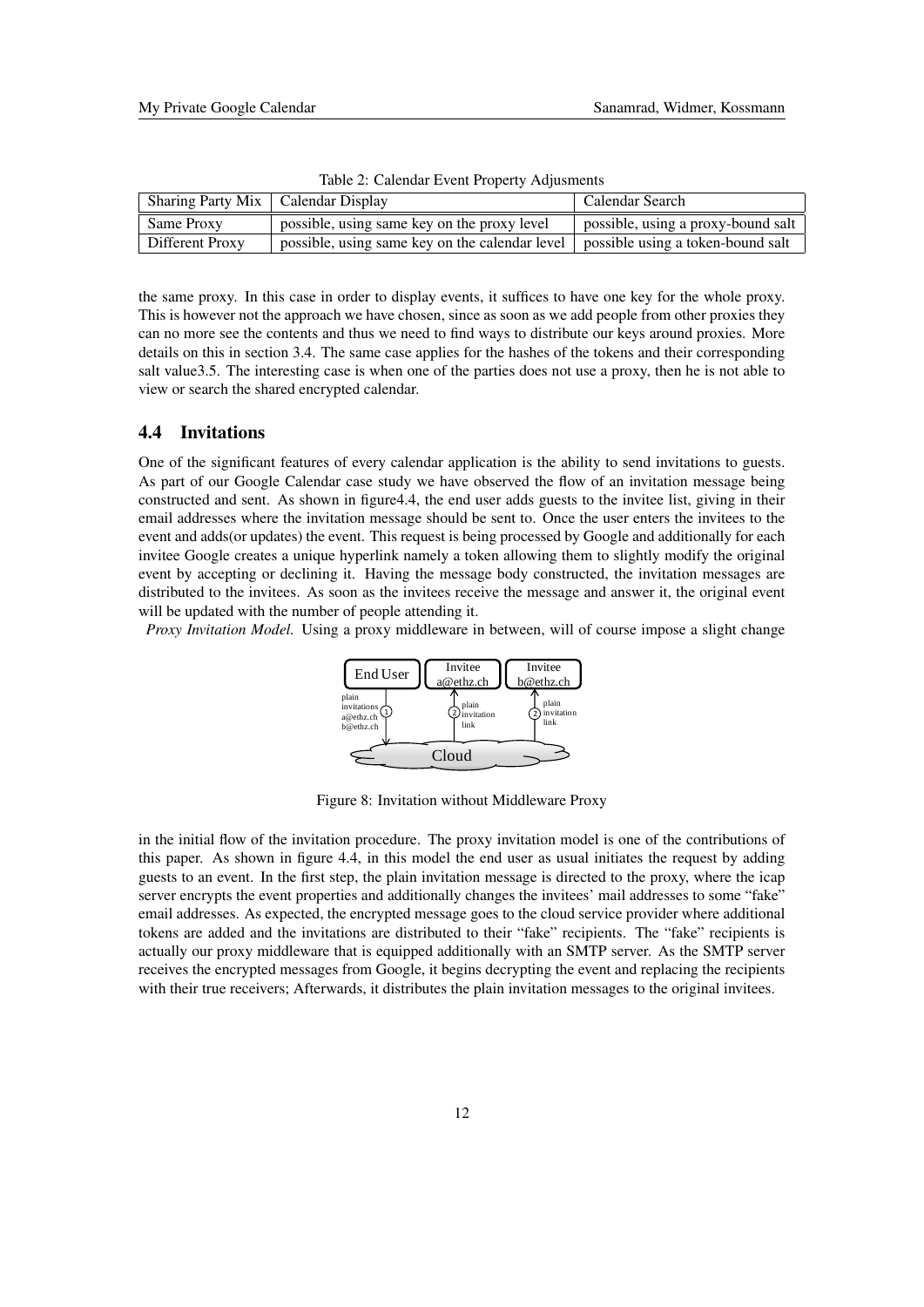Table 2: Calendar Event Property Adjusments

| Sharing Party Mix | Calendar Display | Calendar Search |
| --- | --- | --- |
| Same Proxy | possible, using same key on the proxy level | possible, using a proxy-bound salt |
| Different Proxy | possible, using same key on the calendar level | possible using a token-bound salt |

the same proxy. In this case in order to display events, it suffices to have one key for the whole proxy. This is however not the approach we have chosen, since as soon as we add people from other proxies they can no more see the contents and thus we need to find ways to distribute our keys around proxies. More details on this in section 3.4. The same case applies for the hashes of the tokens and their corresponding salt value3.5. The interesting case is when one of the parties does not use a proxy, then he is not able to view or search the shared encrypted calendar.

## 4.4 Invitations

One of the significant features of every calendar application is the ability to send invitations to guests. As part of our Google Calendar case study we have observed the flow of an invitation message being constructed and sent. As shown in figure4.4, the end user adds guests to the invitee list, giving in their email addresses where the invitation message should be sent to. Once the user enters the invitees to the event and adds(or updates) the event. This request is being processed by Google and additionally for each invitee Google creates a unique hyperlink namely a token allowing them to slightly modify the original event by accepting or declining it. Having the message body constructed, the invitation messages are distributed to the invitees. As soon as the invitees receive the message and answer it, the original event will be updated with the number of people attending it.

*Proxy Invitation Model.* Using a proxy middleware in between, will of course impose a slight change

Figure 8: Invitation without Middleware Proxy

in the initial flow of the invitation procedure. The proxy invitation model is one of the contributions of this paper. As shown in figure 4.4, in this model the end user as usual initiates the request by adding guests to an event. In the first step, the plain invitation message is directed to the proxy, where the icap server encrypts the event properties and additionally changes the invitees' mail addresses to some "fake" email addresses. As expected, the encrypted message goes to the cloud service provider where additional tokens are added and the invitations are distributed to their "fake" recipients. The "fake" recipients is actually our proxy middleware that is equipped additionally with an SMTP server. As the SMTP server receives the encrypted messages from Google, it begins decrypting the event and replacing the recipients with their true receivers; Afterwards, it distributes the plain invitation messages to the original invitees.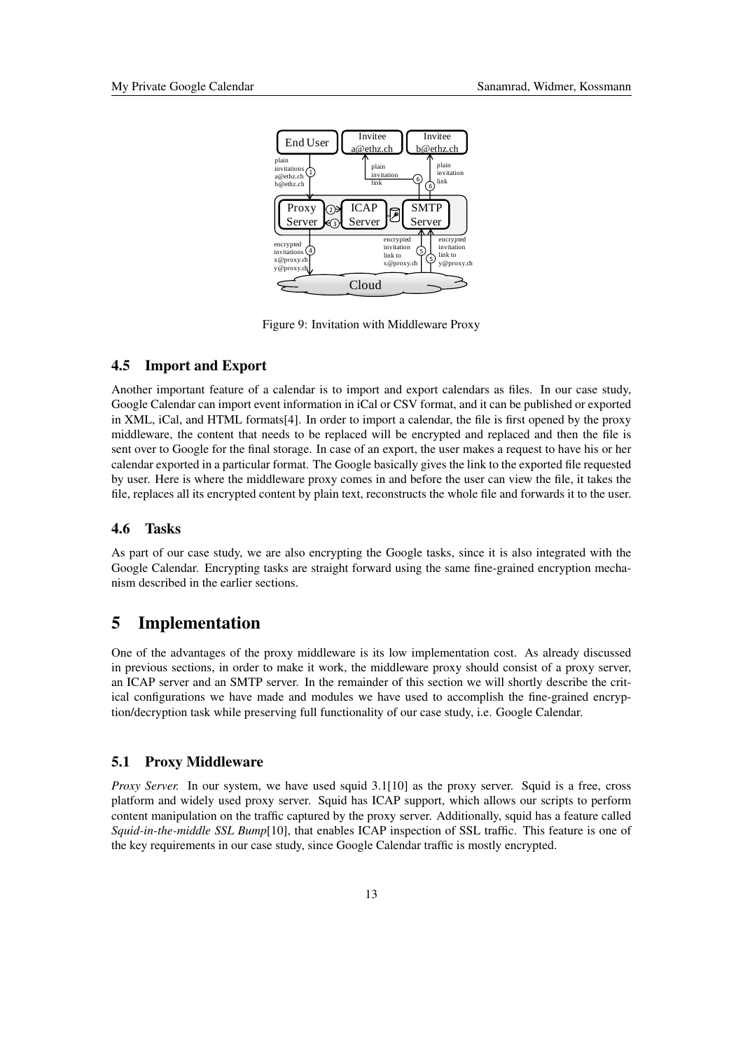Figure 9: Invitation with Middleware Proxy

### 4.5 Import and Export

Another important feature of a calendar is to import and export calendars as files. In our case study, Google Calendar can import event information in iCal or CSV format, and it can be published or exported in XML, iCal, and HTML formats[4]. In order to import a calendar, the file is first opened by the proxy middleware, the content that needs to be replaced will be encrypted and replaced and then the file is sent over to Google for the final storage. In case of an export, the user makes a request to have his or her calendar exported in a particular format. The Google basically gives the link to the exported file requested by user. Here is where the middleware proxy comes in and before the user can view the file, it takes the file, replaces all its encrypted content by plain text, reconstructs the whole file and forwards it to the user.

### 4.6 Tasks

As part of our case study, we are also encrypting the Google tasks, since it is also integrated with the Google Calendar. Encrypting tasks are straight forward using the same fine-grained encryption mechanism described in the earlier sections.

## 5 Implementation

One of the advantages of the proxy middleware is its low implementation cost. As already discussed in previous sections, in order to make it work, the middleware proxy should consist of a proxy server, an ICAP server and an SMTP server. In the remainder of this section we will shortly describe the critical configurations we have made and modules we have used to accomplish the fine-grained encryption/decryption task while preserving full functionality of our case study, i.e. Google Calendar.

### 5.1 Proxy Middleware

*Proxy Server.* In our system, we have used squid 3.1[10] as the proxy server. Squid is a free, cross platform and widely used proxy server. Squid has ICAP support, which allows our scripts to perform content manipulation on the traffic captured by the proxy server. Additionally, squid has a feature called *Squid-in-the-middle SSL Bump*[10], that enables ICAP inspection of SSL traffic. This feature is one of the key requirements in our case study, since Google Calendar traffic is mostly encrypted.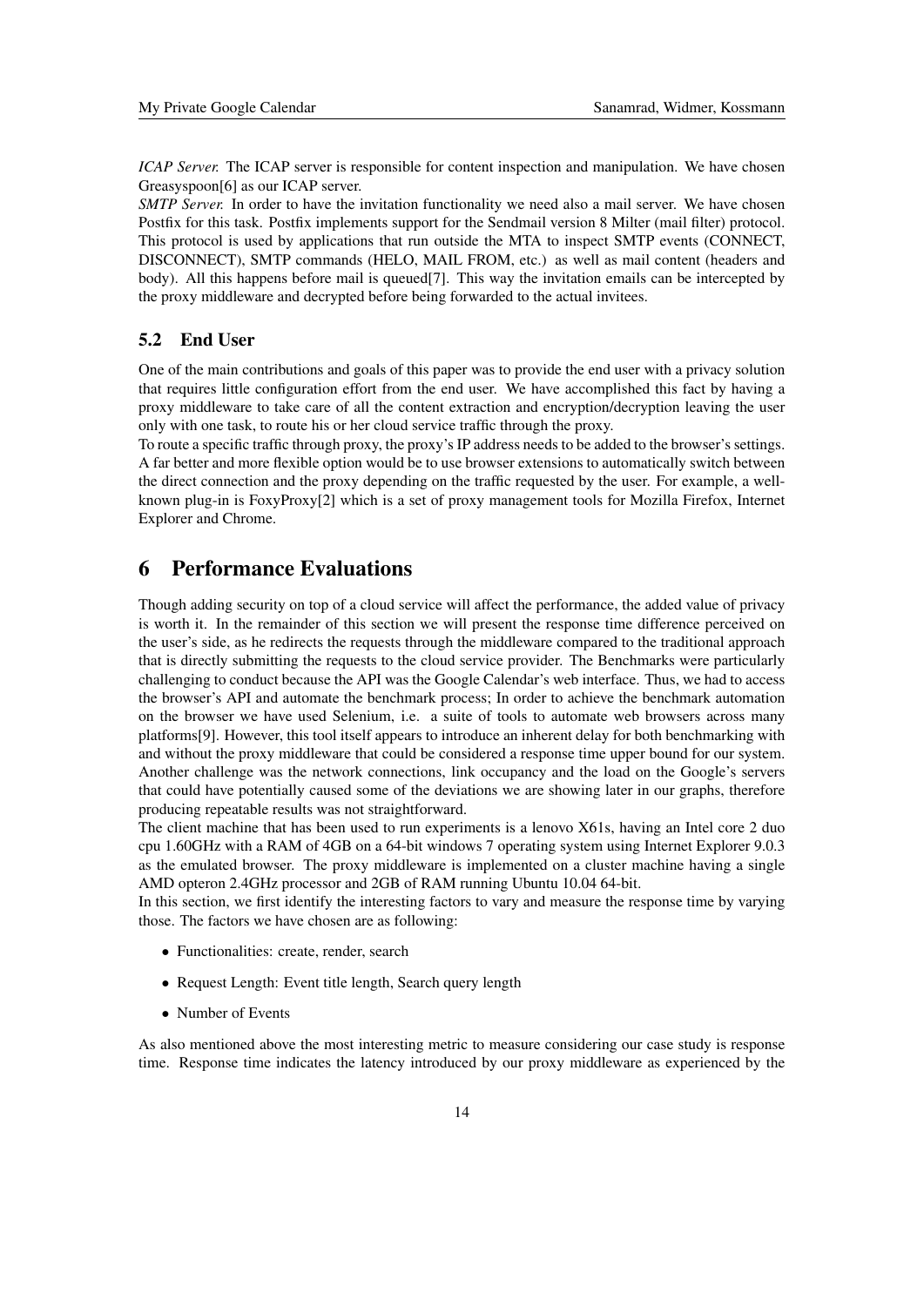*ICAP Server.* The ICAP server is responsible for content inspection and manipulation. We have chosen Greasyspoon[6] as our ICAP server.

*SMTP Server.* In order to have the invitation functionality we need also a mail server. We have chosen Postfix for this task. Postfix implements support for the Sendmail version 8 Milter (mail filter) protocol. This protocol is used by applications that run outside the MTA to inspect SMTP events (CONNECT, DISCONNECT), SMTP commands (HELO, MAIL FROM, etc.) as well as mail content (headers and body). All this happens before mail is queued[7]. This way the invitation emails can be intercepted by the proxy middleware and decrypted before being forwarded to the actual invitees.

### 5.2 End User

One of the main contributions and goals of this paper was to provide the end user with a privacy solution that requires little configuration effort from the end user. We have accomplished this fact by having a proxy middleware to take care of all the content extraction and encryption/decryption leaving the user only with one task, to route his or her cloud service traffic through the proxy.

To route a specific traffic through proxy, the proxy's IP address needs to be added to the browser's settings. A far better and more flexible option would be to use browser extensions to automatically switch between the direct connection and the proxy depending on the traffic requested by the user. For example, a well-known plug-in is FoxyProxy[2] which is a set of proxy management tools for Mozilla Firefox, Internet Explorer and Chrome.

## 6 Performance Evaluations

Though adding security on top of a cloud service will affect the performance, the added value of privacy is worth it. In the remainder of this section we will present the response time difference perceived on the user's side, as he redirects the requests through the middleware compared to the traditional approach that is directly submitting the requests to the cloud service provider. The Benchmarks were particularly challenging to conduct because the API was the Google Calendar's web interface. Thus, we had to access the browser's API and automate the benchmark process; In order to achieve the benchmark automation on the browser we have used Selenium, i.e. a suite of tools to automate web browsers across many platforms[9]. However, this tool itself appears to introduce an inherent delay for both benchmarking with and without the proxy middleware that could be considered a response time upper bound for our system. Another challenge was the network connections, link occupancy and the load on the Google's servers that could have potentially caused some of the deviations we are showing later in our graphs, therefore producing repeatable results was not straightforward.

The client machine that has been used to run experiments is a lenovo X61s, having an Intel core 2 duo cpu 1.60GHz with a RAM of 4GB on a 64-bit windows 7 operating system using Internet Explorer 9.0.3 as the emulated browser. The proxy middleware is implemented on a cluster machine having a single AMD opteron 2.4GHz processor and 2GB of RAM running Ubuntu 10.04 64-bit.

In this section, we first identify the interesting factors to vary and measure the response time by varying those. The factors we have chosen are as following:

- Functionalities: create, render, search
- Request Length: Event title length, Search query length
- Number of Events

As also mentioned above the most interesting metric to measure considering our case study is response time. Response time indicates the latency introduced by our proxy middleware as experienced by the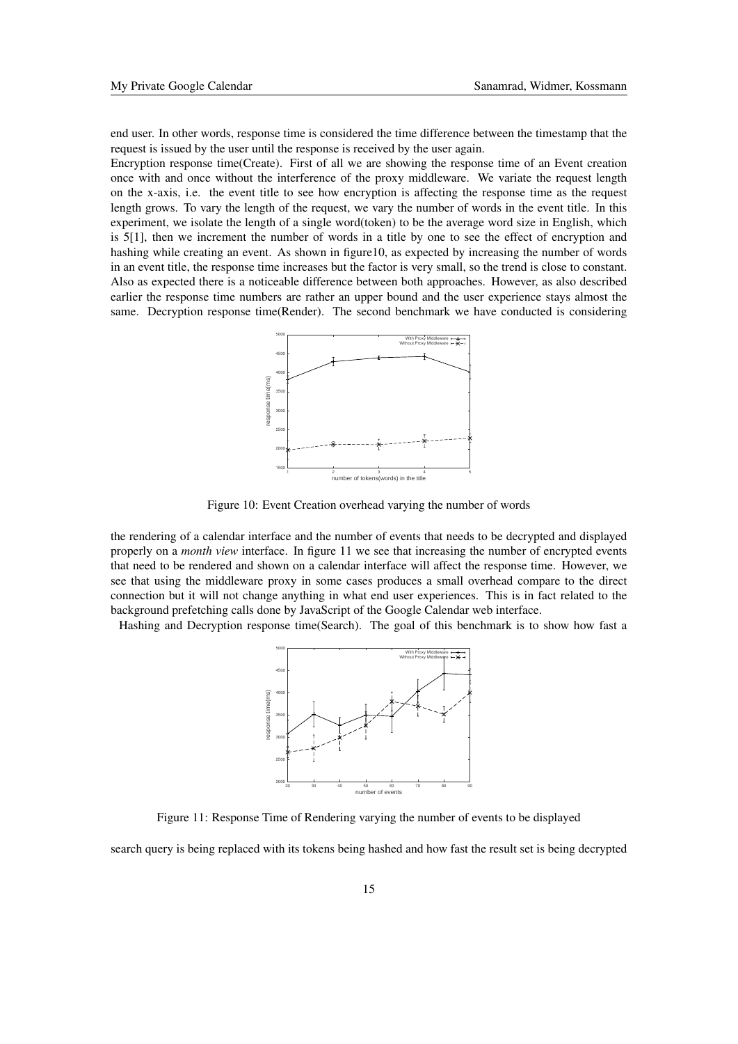end user. In other words, response time is considered the time difference between the timestamp that the request is issued by the user until the response is received by the user again.

Encryption response time(Create). First of all we are showing the response time of an Event creation once with and once without the interference of the proxy middleware. We variate the request length on the x-axis, i.e. the event title to see how encryption is affecting the response time as the request length grows. To vary the length of the request, we vary the number of words in the event title. In this experiment, we isolate the length of a single word(token) to be the average word size in English, which is 5[1], then we increment the number of words in a title by one to see the effect of encryption and hashing while creating an event. As shown in figure10, as expected by increasing the number of words in an event title, the response time increases but the factor is very small, so the trend is close to constant. Also as expected there is a noticeable difference between both approaches. However, as also described earlier the response time numbers are rather an upper bound and the user experience stays almost the same. Decryption response time(Render). The second benchmark we have conducted is considering

Figure 10: Event Creation overhead varying the number of words

the rendering of a calendar interface and the number of events that needs to be decrypted and displayed properly on a *month view* interface. In figure 11 we see that increasing the number of encrypted events that need to be rendered and shown on a calendar interface will affect the response time. However, we see that using the middleware proxy in some cases produces a small overhead compare to the direct connection but it will not change anything in what end user experiences. This is in fact related to the background prefetching calls done by JavaScript of the Google Calendar web interface.

Hashing and Decryption response time(Search). The goal of this benchmark is to show how fast a

Figure 11: Response Time of Rendering varying the number of events to be displayed

search query is being replaced with its tokens being hashed and how fast the result set is being decrypted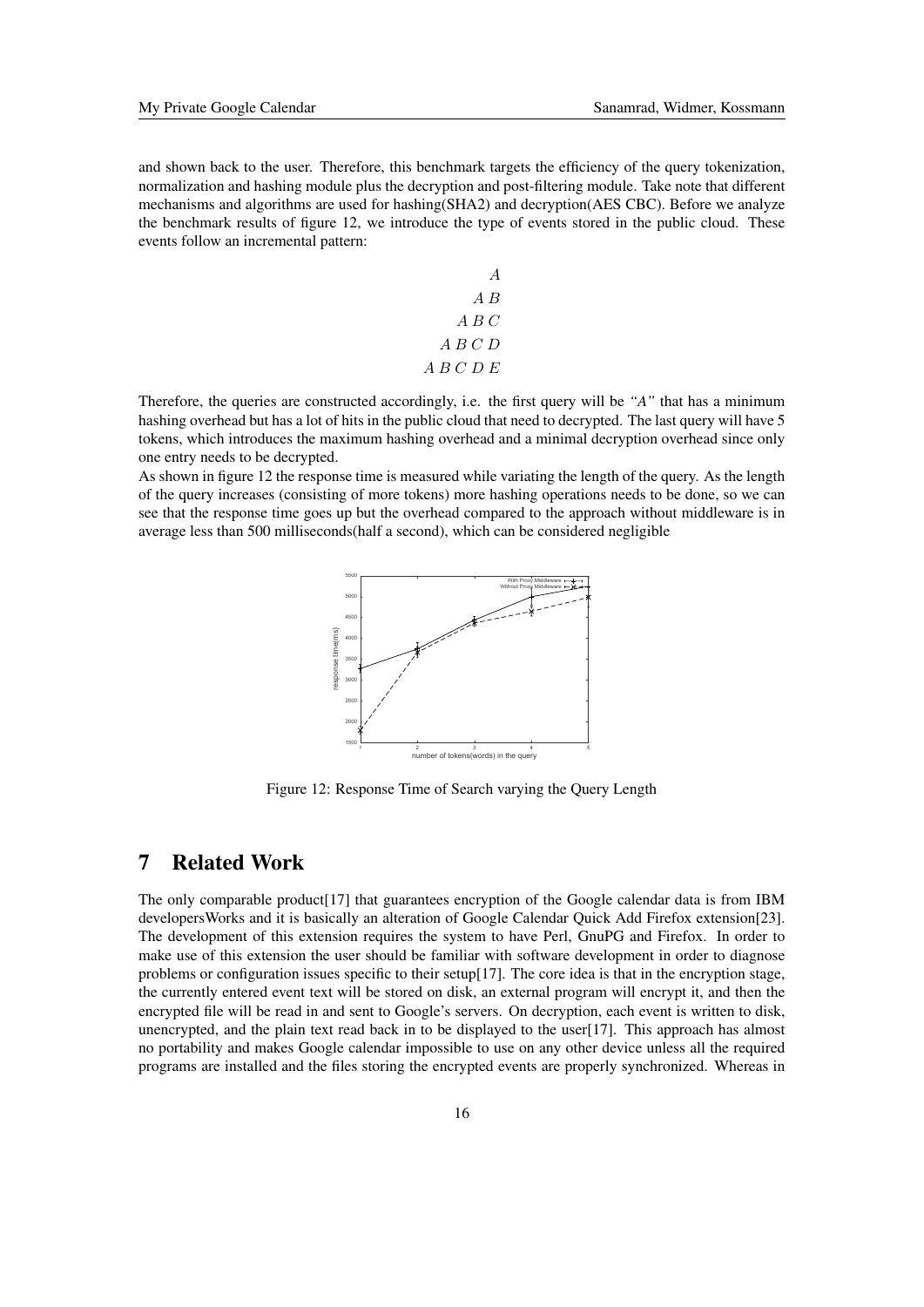and shown back to the user. Therefore, this benchmark targets the efficiency of the query tokenization, normalization and hashing module plus the decryption and post-filtering module. Take note that different mechanisms and algorithms are used for hashing(SHA2) and decryption(AES CBC). Before we analyze the benchmark results of figure 12, we introduce the type of events stored in the public cloud. These events follow an incremental pattern:

$$
\begin{array}{r}
A \\
A\ B \\
A\ B\ C \\
A\ B\ C\ D \\
A\ B\ C\ D\ E
\end{array}
$$

Therefore, the queries are constructed accordingly, i.e. the first query will be *"A"* that has a minimum hashing overhead but has a lot of hits in the public cloud that need to decrypted. The last query will have 5 tokens, which introduces the maximum hashing overhead and a minimal decryption overhead since only one entry needs to be decrypted.

As shown in figure 12 the response time is measured while variating the length of the query. As the length of the query increases (consisting of more tokens) more hashing operations needs to be done, so we can see that the response time goes up but the overhead compared to the approach without middleware is in average less than 500 milliseconds(half a second), which can be considered negligible

Figure 12: Response Time of Search varying the Query Length

# 7 Related Work

The only comparable product[17] that guarantees encryption of the Google calendar data is from IBM developersWorks and it is basically an alteration of Google Calendar Quick Add Firefox extension[23]. The development of this extension requires the system to have Perl, GnuPG and Firefox. In order to make use of this extension the user should be familiar with software development in order to diagnose problems or configuration issues specific to their setup[17]. The core idea is that in the encryption stage, the currently entered event text will be stored on disk, an external program will encrypt it, and then the encrypted file will be read in and sent to Google's servers. On decryption, each event is written to disk, unencrypted, and the plain text read back in to be displayed to the user[17]. This approach has almost no portability and makes Google calendar impossible to use on any other device unless all the required programs are installed and the files storing the encrypted events are properly synchronized. Whereas in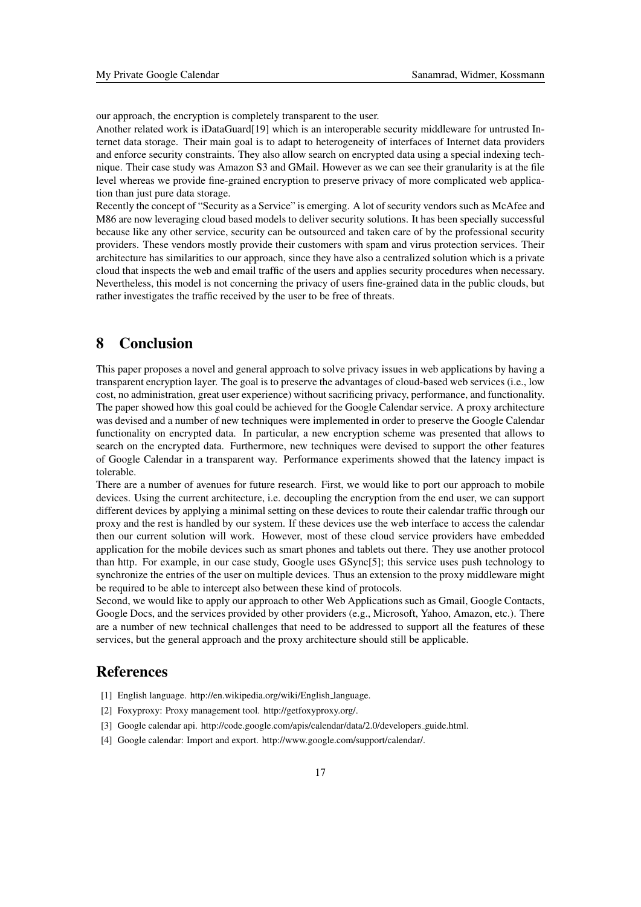our approach, the encryption is completely transparent to the user.

Another related work is iDataGuard[19] which is an interoperable security middleware for untrusted Internet data storage. Their main goal is to adapt to heterogeneity of interfaces of Internet data providers and enforce security constraints. They also allow search on encrypted data using a special indexing technique. Their case study was Amazon S3 and GMail. However as we can see their granularity is at the file level whereas we provide fine-grained encryption to preserve privacy of more complicated web application than just pure data storage.

Recently the concept of "Security as a Service" is emerging. A lot of security vendors such as McAfee and M86 are now leveraging cloud based models to deliver security solutions. It has been specially successful because like any other service, security can be outsourced and taken care of by the professional security providers. These vendors mostly provide their customers with spam and virus protection services. Their architecture has similarities to our approach, since they have also a centralized solution which is a private cloud that inspects the web and email traffic of the users and applies security procedures when necessary. Nevertheless, this model is not concerning the privacy of users fine-grained data in the public clouds, but rather investigates the traffic received by the user to be free of threats.

# 8 Conclusion

This paper proposes a novel and general approach to solve privacy issues in web applications by having a transparent encryption layer. The goal is to preserve the advantages of cloud-based web services (i.e., low cost, no administration, great user experience) without sacrificing privacy, performance, and functionality. The paper showed how this goal could be achieved for the Google Calendar service. A proxy architecture was devised and a number of new techniques were implemented in order to preserve the Google Calendar functionality on encrypted data. In particular, a new encryption scheme was presented that allows to search on the encrypted data. Furthermore, new techniques were devised to support the other features of Google Calendar in a transparent way. Performance experiments showed that the latency impact is tolerable.

There are a number of avenues for future research. First, we would like to port our approach to mobile devices. Using the current architecture, i.e. decoupling the encryption from the end user, we can support different devices by applying a minimal setting on these devices to route their calendar traffic through our proxy and the rest is handled by our system. If these devices use the web interface to access the calendar then our current solution will work. However, most of these cloud service providers have embedded application for the mobile devices such as smart phones and tablets out there. They use another protocol than http. For example, in our case study, Google uses GSync[5]; this service uses push technology to synchronize the entries of the user on multiple devices. Thus an extension to the proxy middleware might be required to be able to intercept also between these kind of protocols.

Second, we would like to apply our approach to other Web Applications such as Gmail, Google Contacts, Google Docs, and the services provided by other providers (e.g., Microsoft, Yahoo, Amazon, etc.). There are a number of new technical challenges that need to be addressed to support all the features of these services, but the general approach and the proxy architecture should still be applicable.

# References

[1] English language. http://en.wikipedia.org/wiki/English_language.

[2] Foxyproxy: Proxy management tool. http://getfoxyproxy.org/.

[3] Google calendar api. http://code.google.com/apis/calendar/data/2.0/developers_guide.html.

[4] Google calendar: Import and export. http://www.google.com/support/calendar/.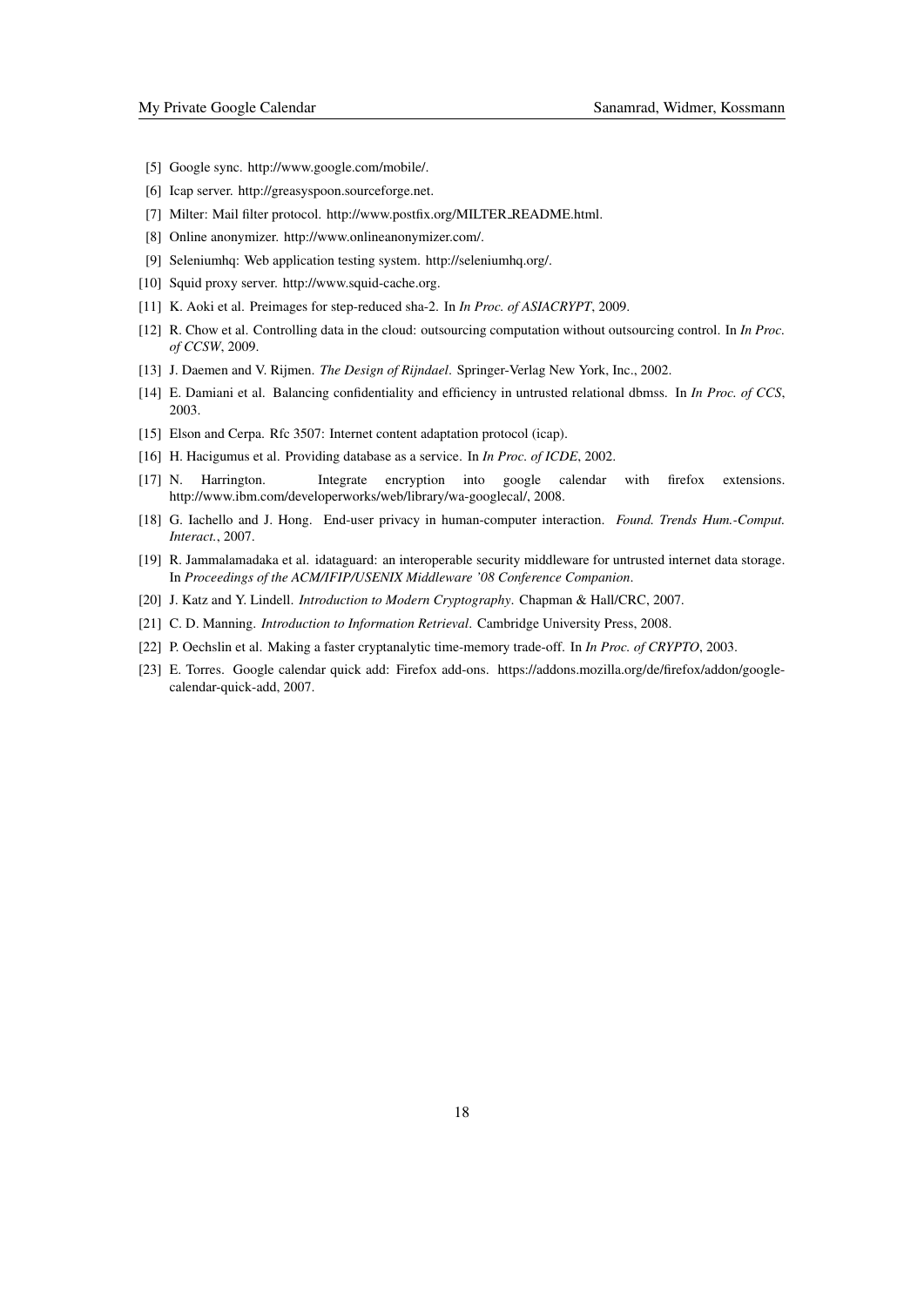[5] Google sync. http://www.google.com/mobile/.

[6] Icap server. http://greasyspoon.sourceforge.net.

[7] Milter: Mail filter protocol. http://www.postfix.org/MILTER_README.html.

[8] Online anonymizer. http://www.onlineanonymizer.com/.

[9] Seleniumhq: Web application testing system. http://seleniumhq.org/.

[10] Squid proxy server. http://www.squid-cache.org.

[11] K. Aoki et al. Preimages for step-reduced sha-2. In *In Proc. of ASIACRYPT*, 2009.

[12] R. Chow et al. Controlling data in the cloud: outsourcing computation without outsourcing control. In *In Proc. of CCSW*, 2009.

[13] J. Daemen and V. Rijmen. *The Design of Rijndael*. Springer-Verlag New York, Inc., 2002.

[14] E. Damiani et al. Balancing confidentiality and efficiency in untrusted relational dbmss. In *In Proc. of CCS*, 2003.

[15] Elson and Cerpa. Rfc 3507: Internet content adaptation protocol (icap).

[16] H. Hacigumus et al. Providing database as a service. In *In Proc. of ICDE*, 2002.

[17] N. Harrington. Integrate encryption into google calendar with firefox extensions. http://www.ibm.com/developerworks/web/library/wa-googlecal/, 2008.

[18] G. Iachello and J. Hong. End-user privacy in human-computer interaction. *Found. Trends Hum.-Comput. Interact.*, 2007.

[19] R. Jammalamadaka et al. idataguard: an interoperable security middleware for untrusted internet data storage. In *Proceedings of the ACM/IFIP/USENIX Middleware '08 Conference Companion*.

[20] J. Katz and Y. Lindell. *Introduction to Modern Cryptography*. Chapman & Hall/CRC, 2007.

[21] C. D. Manning. *Introduction to Information Retrieval*. Cambridge University Press, 2008.

[22] P. Oechslin et al. Making a faster cryptanalytic time-memory trade-off. In *In Proc. of CRYPTO*, 2003.

[23] E. Torres. Google calendar quick add: Firefox add-ons. https://addons.mozilla.org/de/firefox/addon/google-calendar-quick-add, 2007.